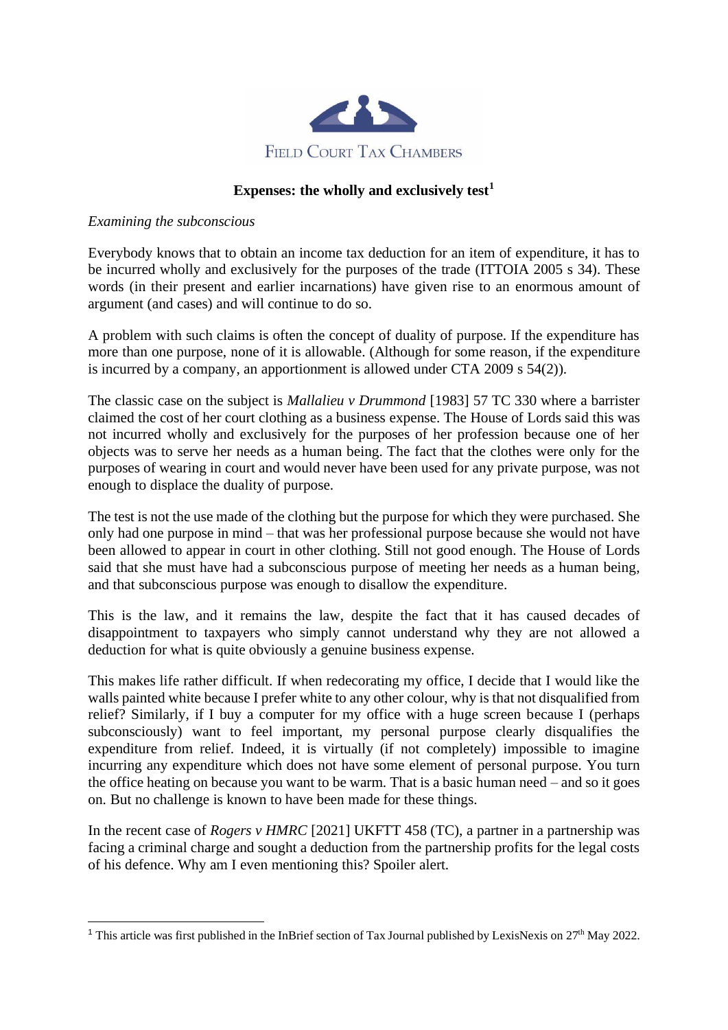FIELD COURT TAX CHAMBERS

# Expenses: the wholly and exclusively test[1]

*Examining the subconscious*

Everybody knows that to obtain an income tax deduction for an item of expenditure, it has to be incurred wholly and exclusively for the purposes of the trade (ITTOIA 2005 s 34). These words (in their present and earlier incarnations) have given rise to an enormous amount of argument (and cases) and will continue to do so.

A problem with such claims is often the concept of duality of purpose. If the expenditure has more than one purpose, none of it is allowable. (Although for some reason, if the expenditure is incurred by a company, an apportionment is allowed under CTA 2009 s 54(2)).

The classic case on the subject is *Mallalieu v Drummond* [1983] 57 TC 330 where a barrister claimed the cost of her court clothing as a business expense. The House of Lords said this was not incurred wholly and exclusively for the purposes of her profession because one of her objects was to serve her needs as a human being. The fact that the clothes were only for the purposes of wearing in court and would never have been used for any private purpose, was not enough to displace the duality of purpose.

The test is not the use made of the clothing but the purpose for which they were purchased. She only had one purpose in mind – that was her professional purpose because she would not have been allowed to appear in court in other clothing. Still not good enough. The House of Lords said that she must have had a subconscious purpose of meeting her needs as a human being, and that subconscious purpose was enough to disallow the expenditure.

This is the law, and it remains the law, despite the fact that it has caused decades of disappointment to taxpayers who simply cannot understand why they are not allowed a deduction for what is quite obviously a genuine business expense.

This makes life rather difficult. If when redecorating my office, I decide that I would like the walls painted white because I prefer white to any other colour, why is that not disqualified from relief? Similarly, if I buy a computer for my office with a huge screen because I (perhaps subconsciously) want to feel important, my personal purpose clearly disqualifies the expenditure from relief. Indeed, it is virtually (if not completely) impossible to imagine incurring any expenditure which does not have some element of personal purpose. You turn the office heating on because you want to be warm. That is a basic human need – and so it goes on. But no challenge is known to have been made for these things.

In the recent case of *Rogers v HMRC* [2021] UKFTT 458 (TC), a partner in a partnership was facing a criminal charge and sought a deduction from the partnership profits for the legal costs of his defence. Why am I even mentioning this? Spoiler alert.

---

[1] This article was first published in the InBrief section of Tax Journal published by LexisNexis on 27th May 2022.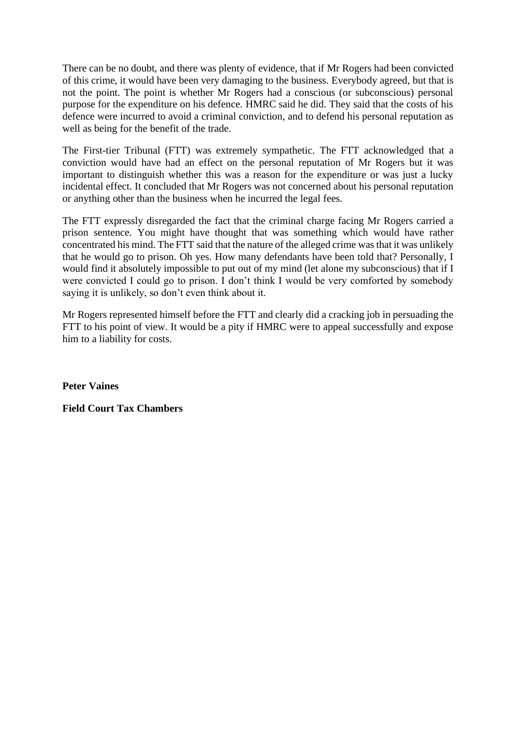There can be no doubt, and there was plenty of evidence, that if Mr Rogers had been convicted of this crime, it would have been very damaging to the business. Everybody agreed, but that is not the point. The point is whether Mr Rogers had a conscious (or subconscious) personal purpose for the expenditure on his defence. HMRC said he did. They said that the costs of his defence were incurred to avoid a criminal conviction, and to defend his personal reputation as well as being for the benefit of the trade.

The First-tier Tribunal (FTT) was extremely sympathetic. The FTT acknowledged that a conviction would have had an effect on the personal reputation of Mr Rogers but it was important to distinguish whether this was a reason for the expenditure or was just a lucky incidental effect. It concluded that Mr Rogers was not concerned about his personal reputation or anything other than the business when he incurred the legal fees.

The FTT expressly disregarded the fact that the criminal charge facing Mr Rogers carried a prison sentence. You might have thought that was something which would have rather concentrated his mind. The FTT said that the nature of the alleged crime was that it was unlikely that he would go to prison. Oh yes. How many defendants have been told that? Personally, I would find it absolutely impossible to put out of my mind (let alone my subconscious) that if I were convicted I could go to prison. I don't think I would be very comforted by somebody saying it is unlikely, so don't even think about it.

Mr Rogers represented himself before the FTT and clearly did a cracking job in persuading the FTT to his point of view. It would be a pity if HMRC were to appeal successfully and expose him to a liability for costs.

**Peter Vaines**

**Field Court Tax Chambers**